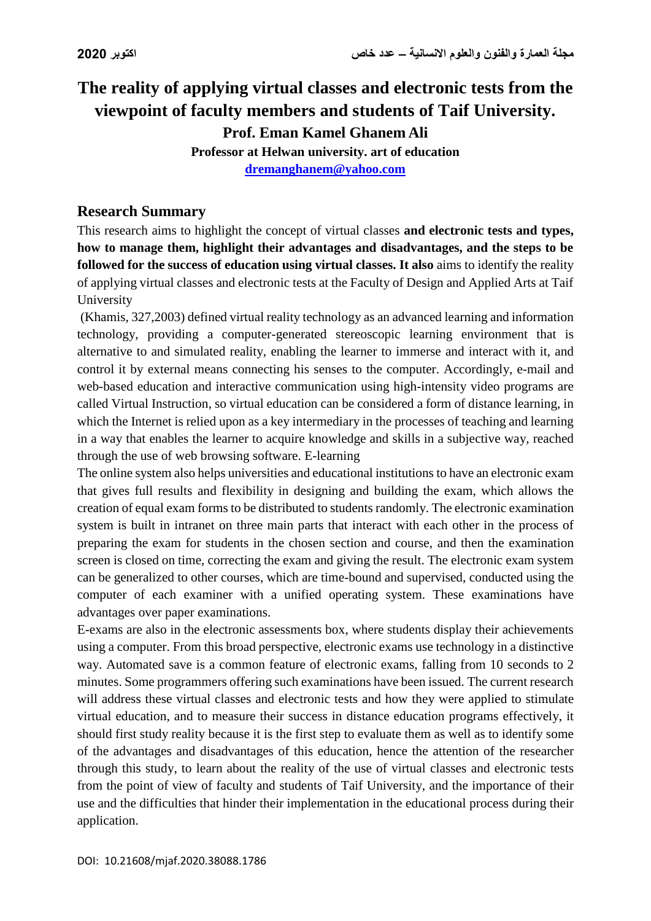# The reality of applying virtual classes and electronic tests from the viewpoint of faculty members and students of Taif University.

**Prof. Eman Kamel Ghanem Ali**

**Professor at Helwan university. art of education**

**dremanghanem@yahoo.com**

## Research Summary

This research aims to highlight the concept of virtual classes **and electronic tests and types, how to manage them, highlight their advantages and disadvantages, and the steps to be followed for the success of education using virtual classes. It also** aims to identify the reality of applying virtual classes and electronic tests at the Faculty of Design and Applied Arts at Taif University

(Khamis, 327,2003) defined virtual reality technology as an advanced learning and information technology, providing a computer-generated stereoscopic learning environment that is alternative to and simulated reality, enabling the learner to immerse and interact with it, and control it by external means connecting his senses to the computer. Accordingly, e-mail and web-based education and interactive communication using high-intensity video programs are called Virtual Instruction, so virtual education can be considered a form of distance learning, in which the Internet is relied upon as a key intermediary in the processes of teaching and learning in a way that enables the learner to acquire knowledge and skills in a subjective way, reached through the use of web browsing software. E-learning

The online system also helps universities and educational institutions to have an electronic exam that gives full results and flexibility in designing and building the exam, which allows the creation of equal exam forms to be distributed to students randomly. The electronic examination system is built in intranet on three main parts that interact with each other in the process of preparing the exam for students in the chosen section and course, and then the examination screen is closed on time, correcting the exam and giving the result. The electronic exam system can be generalized to other courses, which are time-bound and supervised, conducted using the computer of each examiner with a unified operating system. These examinations have advantages over paper examinations.

E-exams are also in the electronic assessments box, where students display their achievements using a computer. From this broad perspective, electronic exams use technology in a distinctive way. Automated save is a common feature of electronic exams, falling from 10 seconds to 2 minutes. Some programmers offering such examinations have been issued. The current research will address these virtual classes and electronic tests and how they were applied to stimulate virtual education, and to measure their success in distance education programs effectively, it should first study reality because it is the first step to evaluate them as well as to identify some of the advantages and disadvantages of this education, hence the attention of the researcher through this study, to learn about the reality of the use of virtual classes and electronic tests from the point of view of faculty and students of Taif University, and the importance of their use and the difficulties that hinder their implementation in the educational process during their application.

DOI: 10.21608/mjaf.2020.38088.1786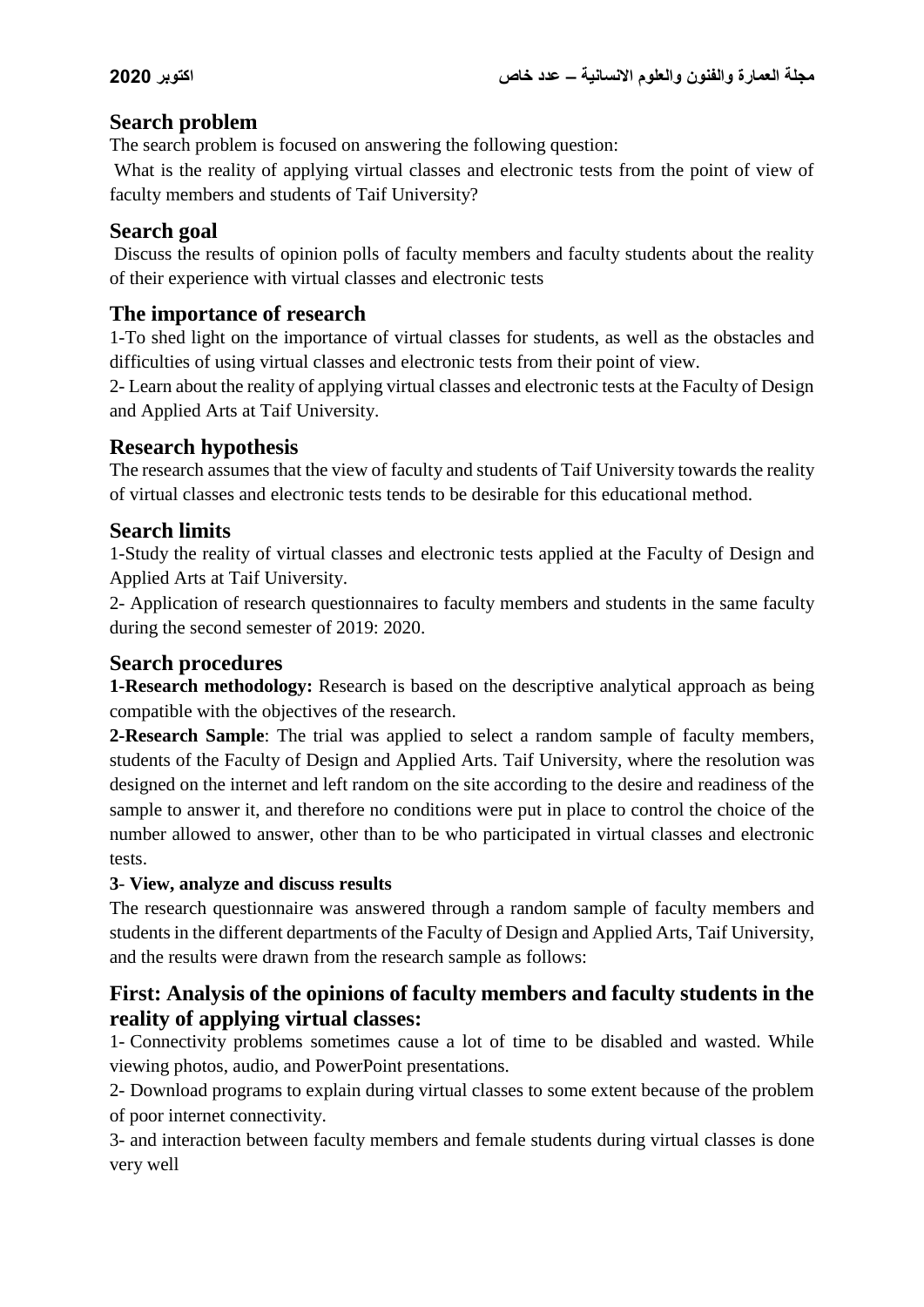## Search problem

The search problem is focused on answering the following question:

What is the reality of applying virtual classes and electronic tests from the point of view of faculty members and students of Taif University?

## Search goal

Discuss the results of opinion polls of faculty members and faculty students about the reality of their experience with virtual classes and electronic tests

## The importance of research

1-To shed light on the importance of virtual classes for students, as well as the obstacles and difficulties of using virtual classes and electronic tests from their point of view.

2- Learn about the reality of applying virtual classes and electronic tests at the Faculty of Design and Applied Arts at Taif University.

## Research hypothesis

The research assumes that the view of faculty and students of Taif University towards the reality of virtual classes and electronic tests tends to be desirable for this educational method.

## Search limits

1-Study the reality of virtual classes and electronic tests applied at the Faculty of Design and Applied Arts at Taif University.

2- Application of research questionnaires to faculty members and students in the same faculty during the second semester of 2019: 2020.

## Search procedures

**1-Research methodology:** Research is based on the descriptive analytical approach as being compatible with the objectives of the research.

**2-Research Sample**: The trial was applied to select a random sample of faculty members, students of the Faculty of Design and Applied Arts. Taif University, where the resolution was designed on the internet and left random on the site according to the desire and readiness of the sample to answer it, and therefore no conditions were put in place to control the choice of the number allowed to answer, other than to be who participated in virtual classes and electronic tests.

**3- View, analyze and discuss results**

The research questionnaire was answered through a random sample of faculty members and students in the different departments of the Faculty of Design and Applied Arts, Taif University, and the results were drawn from the research sample as follows:

## First: Analysis of the opinions of faculty members and faculty students in the reality of applying virtual classes:

1- Connectivity problems sometimes cause a lot of time to be disabled and wasted. While viewing photos, audio, and PowerPoint presentations.

2- Download programs to explain during virtual classes to some extent because of the problem of poor internet connectivity.

3- and interaction between faculty members and female students during virtual classes is done very well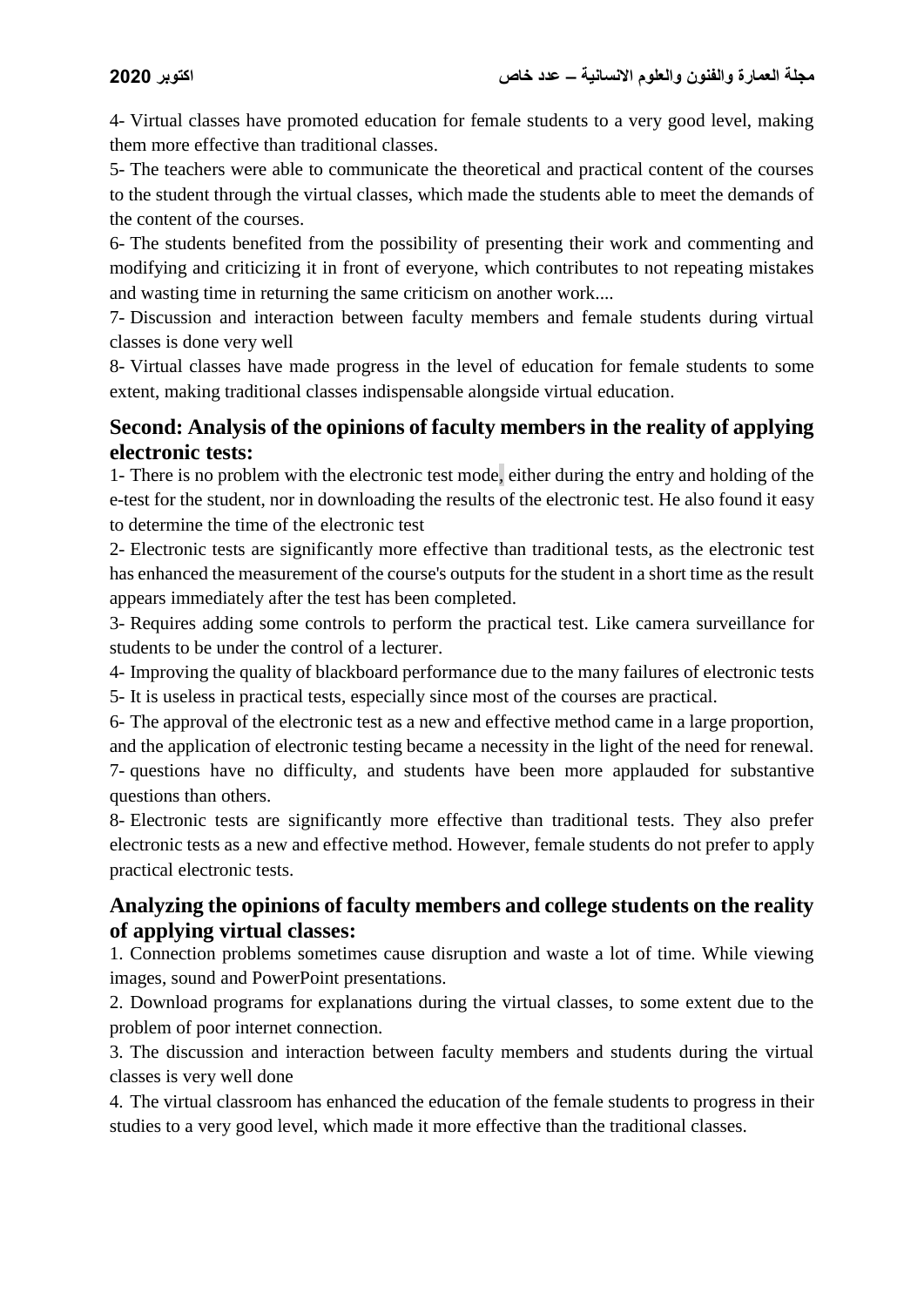4- Virtual classes have promoted education for female students to a very good level, making them more effective than traditional classes.

5- The teachers were able to communicate the theoretical and practical content of the courses to the student through the virtual classes, which made the students able to meet the demands of the content of the courses.

6- The students benefited from the possibility of presenting their work and commenting and modifying and criticizing it in front of everyone, which contributes to not repeating mistakes and wasting time in returning the same criticism on another work....

7- Discussion and interaction between faculty members and female students during virtual classes is done very well

8- Virtual classes have made progress in the level of education for female students to some extent, making traditional classes indispensable alongside virtual education.

## Second: Analysis of the opinions of faculty members in the reality of applying electronic tests:

1- There is no problem with the electronic test mode, either during the entry and holding of the e-test for the student, nor in downloading the results of the electronic test. He also found it easy to determine the time of the electronic test

2- Electronic tests are significantly more effective than traditional tests, as the electronic test has enhanced the measurement of the course's outputs for the student in a short time as the result appears immediately after the test has been completed.

3- Requires adding some controls to perform the practical test. Like camera surveillance for students to be under the control of a lecturer.

4- Improving the quality of blackboard performance due to the many failures of electronic tests

5- It is useless in practical tests, especially since most of the courses are practical.

6- The approval of the electronic test as a new and effective method came in a large proportion, and the application of electronic testing became a necessity in the light of the need for renewal.

7- questions have no difficulty, and students have been more applauded for substantive questions than others.

8- Electronic tests are significantly more effective than traditional tests. They also prefer electronic tests as a new and effective method. However, female students do not prefer to apply practical electronic tests.

## Analyzing the opinions of faculty members and college students on the reality of applying virtual classes:

1. Connection problems sometimes cause disruption and waste a lot of time. While viewing images, sound and PowerPoint presentations.

2. Download programs for explanations during the virtual classes, to some extent due to the problem of poor internet connection.

3. The discussion and interaction between faculty members and students during the virtual classes is very well done

4. The virtual classroom has enhanced the education of the female students to progress in their studies to a very good level, which made it more effective than the traditional classes.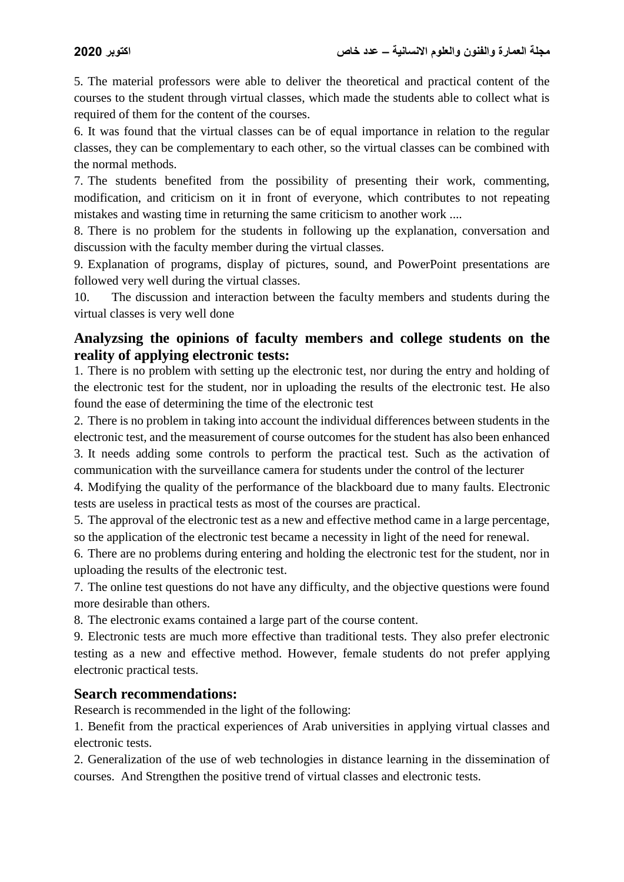5. The material professors were able to deliver the theoretical and practical content of the courses to the student through virtual classes, which made the students able to collect what is required of them for the content of the courses.

6. It was found that the virtual classes can be of equal importance in relation to the regular classes, they can be complementary to each other, so the virtual classes can be combined with the normal methods.

7. The students benefited from the possibility of presenting their work, commenting, modification, and criticism on it in front of everyone, which contributes to not repeating mistakes and wasting time in returning the same criticism to another work ....

8. There is no problem for the students in following up the explanation, conversation and discussion with the faculty member during the virtual classes.

9. Explanation of programs, display of pictures, sound, and PowerPoint presentations are followed very well during the virtual classes.

10. The discussion and interaction between the faculty members and students during the virtual classes is very well done

## Analyzsing the opinions of faculty members and college students on the reality of applying electronic tests:

1. There is no problem with setting up the electronic test, nor during the entry and holding of the electronic test for the student, nor in uploading the results of the electronic test. He also found the ease of determining the time of the electronic test

2. There is no problem in taking into account the individual differences between students in the electronic test, and the measurement of course outcomes for the student has also been enhanced

3. It needs adding some controls to perform the practical test. Such as the activation of communication with the surveillance camera for students under the control of the lecturer

4. Modifying the quality of the performance of the blackboard due to many faults. Electronic tests are useless in practical tests as most of the courses are practical.

5. The approval of the electronic test as a new and effective method came in a large percentage, so the application of the electronic test became a necessity in light of the need for renewal.

6. There are no problems during entering and holding the electronic test for the student, nor in uploading the results of the electronic test.

7. The online test questions do not have any difficulty, and the objective questions were found more desirable than others.

8. The electronic exams contained a large part of the course content.

9. Electronic tests are much more effective than traditional tests. They also prefer electronic testing as a new and effective method. However, female students do not prefer applying electronic practical tests.

## Search recommendations:

Research is recommended in the light of the following:

1. Benefit from the practical experiences of Arab universities in applying virtual classes and electronic tests.

2. Generalization of the use of web technologies in distance learning in the dissemination of courses. And Strengthen the positive trend of virtual classes and electronic tests.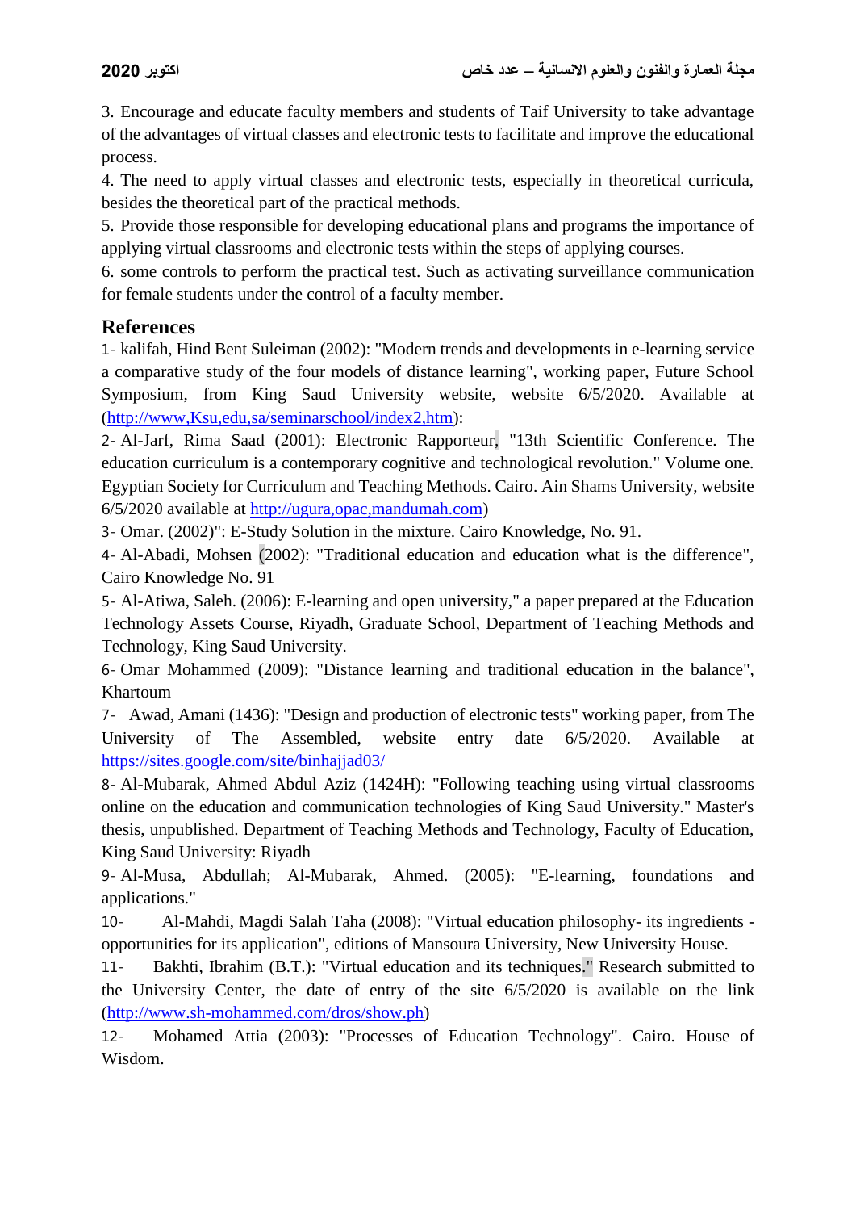3. Encourage and educate faculty members and students of Taif University to take advantage of the advantages of virtual classes and electronic tests to facilitate and improve the educational process.

4. The need to apply virtual classes and electronic tests, especially in theoretical curricula, besides the theoretical part of the practical methods.

5. Provide those responsible for developing educational plans and programs the importance of applying virtual classrooms and electronic tests within the steps of applying courses.

6. some controls to perform the practical test. Such as activating surveillance communication for female students under the control of a faculty member.

## References

1- kalifah, Hind Bent Suleiman (2002): "Modern trends and developments in e-learning service a comparative study of the four models of distance learning", working paper, Future School Symposium, from King Saud University website, website 6/5/2020. Available at (http://www,Ksu,edu,sa/seminarschool/index2,htm):

2- Al-Jarf, Rima Saad (2001): Electronic Rapporteur, "13th Scientific Conference. The education curriculum is a contemporary cognitive and technological revolution." Volume one. Egyptian Society for Curriculum and Teaching Methods. Cairo. Ain Shams University, website 6/5/2020 available at http://ugura,opac,mandumah.com)

3- Omar. (2002)": E-Study Solution in the mixture. Cairo Knowledge, No. 91.

4- Al-Abadi, Mohsen (2002): "Traditional education and education what is the difference", Cairo Knowledge No. 91

5- Al-Atiwa, Saleh. (2006): E-learning and open university," a paper prepared at the Education Technology Assets Course, Riyadh, Graduate School, Department of Teaching Methods and Technology, King Saud University.

6- Omar Mohammed (2009): "Distance learning and traditional education in the balance", Khartoum

7- Awad, Amani (1436): "Design and production of electronic tests" working paper, from The University of The Assembled, website entry date 6/5/2020. Available at https://sites.google.com/site/binhajjad03/

8- Al-Mubarak, Ahmed Abdul Aziz (1424H): "Following teaching using virtual classrooms online on the education and communication technologies of King Saud University." Master's thesis, unpublished. Department of Teaching Methods and Technology, Faculty of Education, King Saud University: Riyadh

9- Al-Musa, Abdullah; Al-Mubarak, Ahmed. (2005): "E-learning, foundations and applications."

10- Al-Mahdi, Magdi Salah Taha (2008): "Virtual education philosophy- its ingredients - opportunities for its application", editions of Mansoura University, New University House.

11- Bakhti, Ibrahim (B.T.): "Virtual education and its techniques." Research submitted to the University Center, the date of entry of the site 6/5/2020 is available on the link (http://www.sh-mohammed.com/dros/show.ph)

12- Mohamed Attia (2003): "Processes of Education Technology". Cairo. House of Wisdom.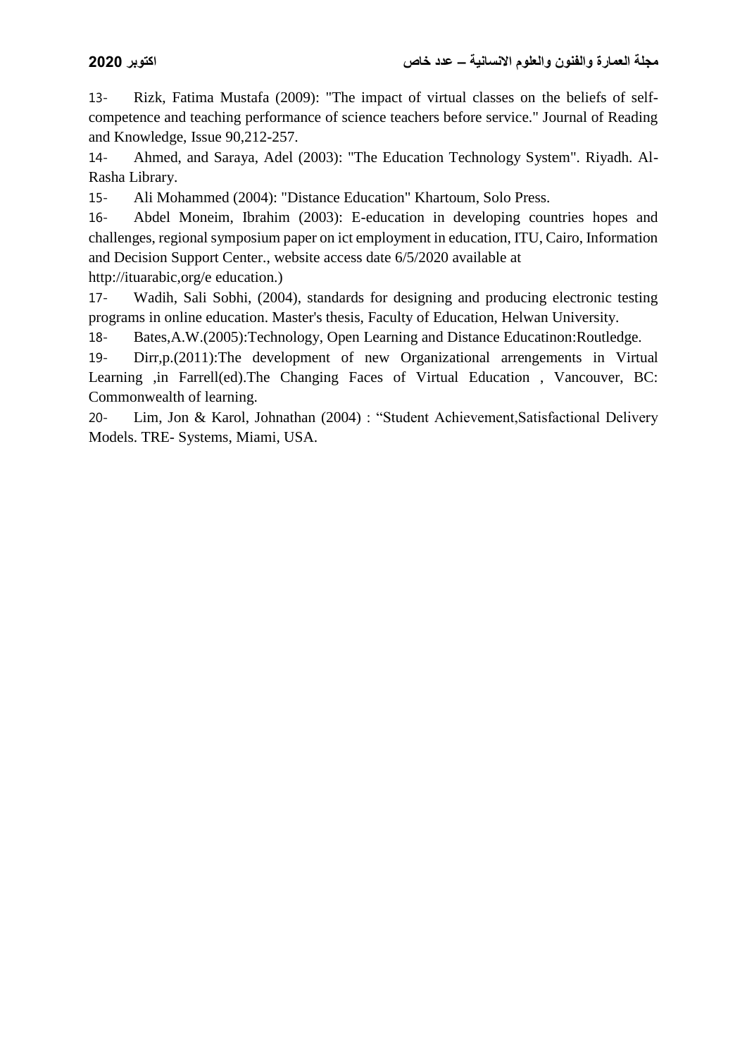13- Rizk, Fatima Mustafa (2009): "The impact of virtual classes on the beliefs of self-competence and teaching performance of science teachers before service." Journal of Reading and Knowledge, Issue 90,212-257.

14- Ahmed, and Saraya, Adel (2003): "The Education Technology System". Riyadh. Al-Rasha Library.

15- Ali Mohammed (2004): "Distance Education" Khartoum, Solo Press.

16- Abdel Moneim, Ibrahim (2003): E-education in developing countries hopes and challenges, regional symposium paper on ict employment in education, ITU, Cairo, Information and Decision Support Center., website access date 6/5/2020 available at http://ituarabic,org/e education.)

17- Wadih, Sali Sobhi, (2004), standards for designing and producing electronic testing programs in online education. Master's thesis, Faculty of Education, Helwan University.

18- Bates,A.W.(2005):Technology, Open Learning and Distance Educatinon:Routledge.

19- Dirr,p.(2011):The development of new Organizational arrengements in Virtual Learning ,in Farrell(ed).The Changing Faces of Virtual Education , Vancouver, BC: Commonwealth of learning.

20- Lim, Jon & Karol, Johnathan (2004) : "Student Achievement,Satisfactional Delivery Models. TRE- Systems, Miami, USA.